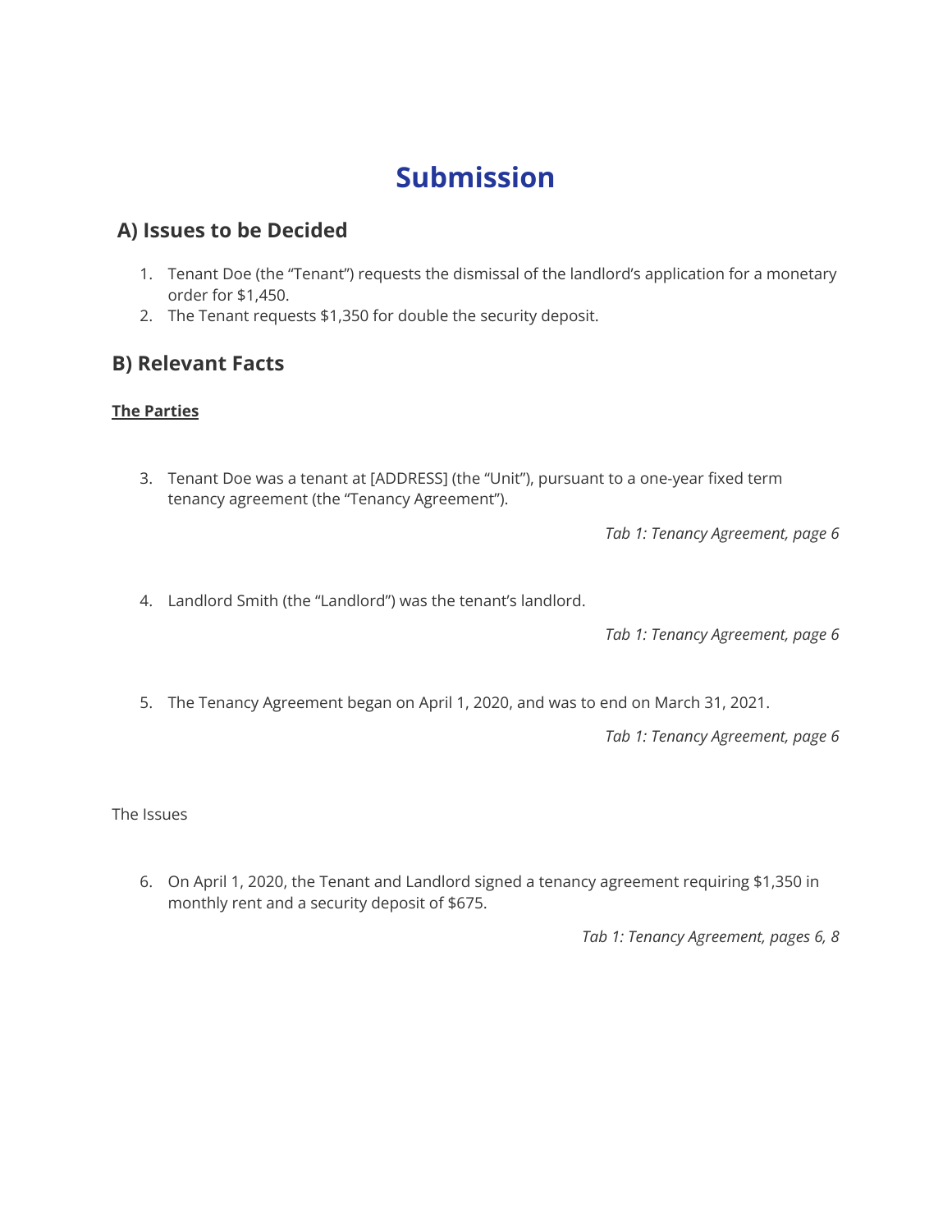# Submission

## A) Issues to be Decided

1. Tenant Doe (the "Tenant") requests the dismissal of the landlord's application for a monetary order for $1,450.
2. The Tenant requests $1,350 for double the security deposit.

## B) Relevant Facts

**The Parties**

3. Tenant Doe was a tenant at [ADDRESS] (the "Unit"), pursuant to a one-year fixed term tenancy agreement (the "Tenancy Agreement").

*Tab 1: Tenancy Agreement, page 6*

4. Landlord Smith (the "Landlord") was the tenant's landlord.

*Tab 1: Tenancy Agreement, page 6*

5. The Tenancy Agreement began on April 1, 2020, and was to end on March 31, 2021.

*Tab 1: Tenancy Agreement, page 6*

The Issues

6. On April 1, 2020, the Tenant and Landlord signed a tenancy agreement requiring $1,350 in monthly rent and a security deposit of $675.

*Tab 1: Tenancy Agreement, pages 6, 8*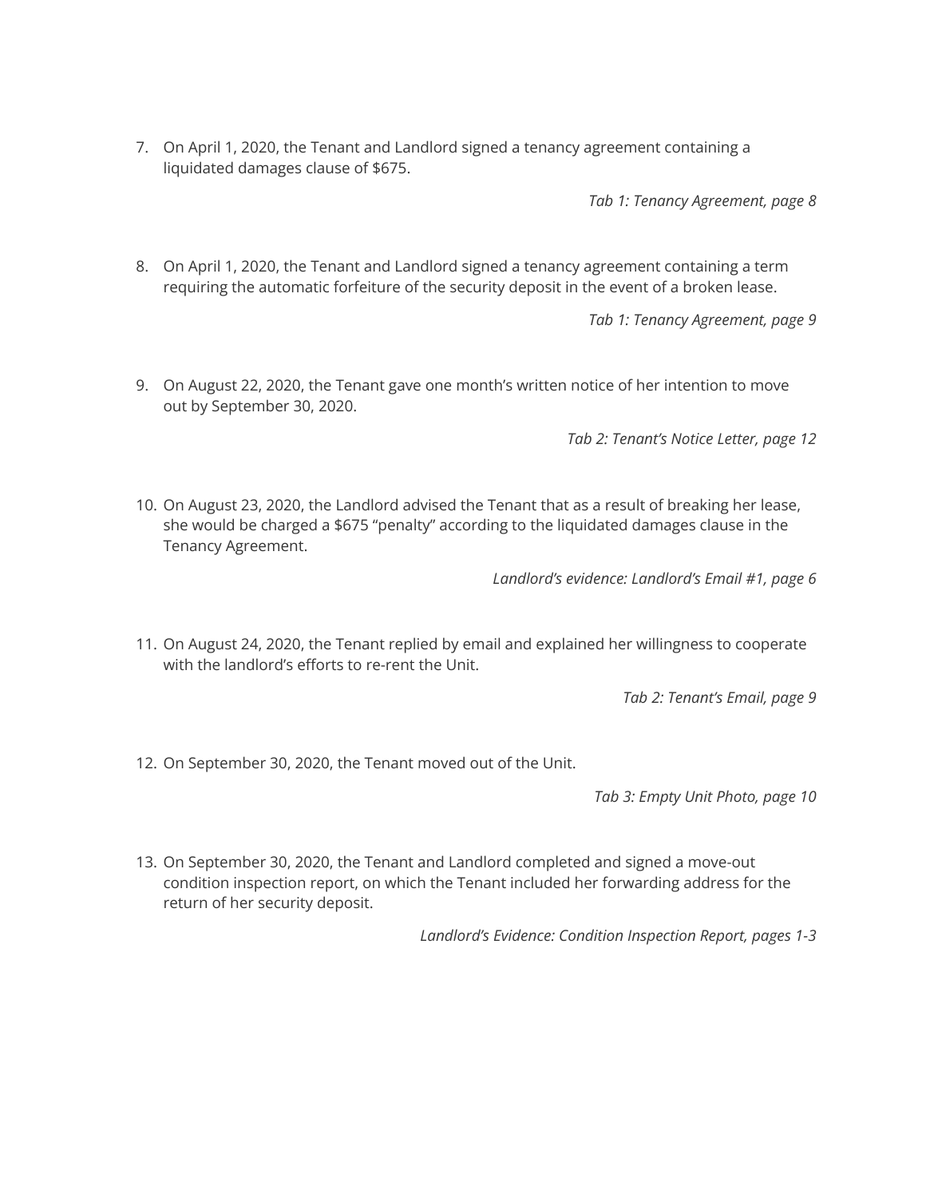7. On April 1, 2020, the Tenant and Landlord signed a tenancy agreement containing a liquidated damages clause of $675.

*Tab 1: Tenancy Agreement, page 8*

8. On April 1, 2020, the Tenant and Landlord signed a tenancy agreement containing a term requiring the automatic forfeiture of the security deposit in the event of a broken lease.

*Tab 1: Tenancy Agreement, page 9*

9. On August 22, 2020, the Tenant gave one month's written notice of her intention to move out by September 30, 2020.

*Tab 2: Tenant's Notice Letter, page 12*

10. On August 23, 2020, the Landlord advised the Tenant that as a result of breaking her lease, she would be charged a $675 "penalty" according to the liquidated damages clause in the Tenancy Agreement.

*Landlord's evidence: Landlord's Email #1, page 6*

11. On August 24, 2020, the Tenant replied by email and explained her willingness to cooperate with the landlord's efforts to re-rent the Unit.

*Tab 2: Tenant's Email, page 9*

12. On September 30, 2020, the Tenant moved out of the Unit.

*Tab 3: Empty Unit Photo, page 10*

13. On September 30, 2020, the Tenant and Landlord completed and signed a move-out condition inspection report, on which the Tenant included her forwarding address for the return of her security deposit.

*Landlord's Evidence: Condition Inspection Report, pages 1-3*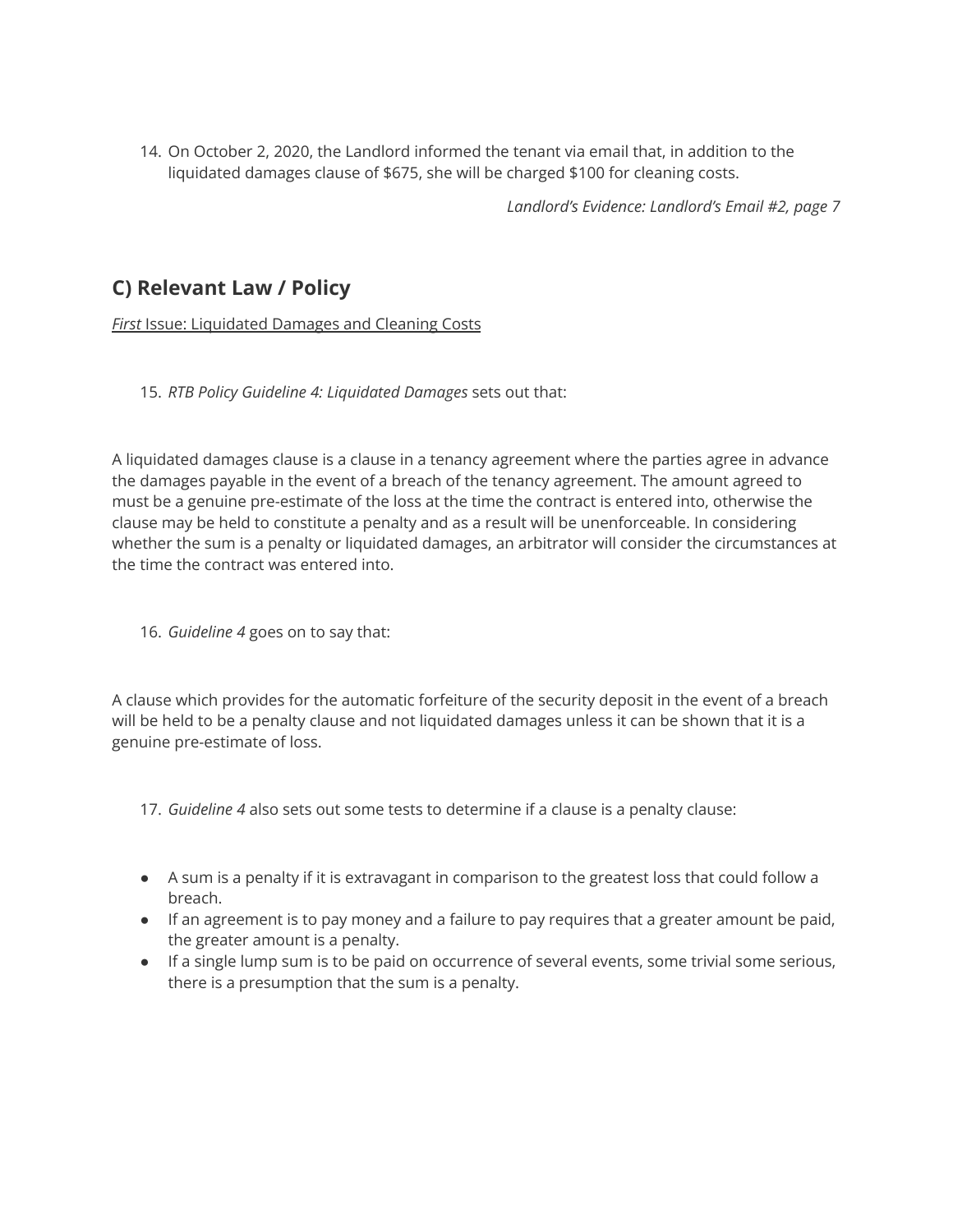14. On October 2, 2020, the Landlord informed the tenant via email that, in addition to the liquidated damages clause of $675, she will be charged $100 for cleaning costs.

*Landlord's Evidence: Landlord's Email #2, page 7*

## C) Relevant Law / Policy

<u>*First* Issue: Liquidated Damages and Cleaning Costs</u>

15. *RTB Policy Guideline 4: Liquidated Damages* sets out that:

A liquidated damages clause is a clause in a tenancy agreement where the parties agree in advance the damages payable in the event of a breach of the tenancy agreement. The amount agreed to must be a genuine pre-estimate of the loss at the time the contract is entered into, otherwise the clause may be held to constitute a penalty and as a result will be unenforceable. In considering whether the sum is a penalty or liquidated damages, an arbitrator will consider the circumstances at the time the contract was entered into.

16. *Guideline 4* goes on to say that:

A clause which provides for the automatic forfeiture of the security deposit in the event of a breach will be held to be a penalty clause and not liquidated damages unless it can be shown that it is a genuine pre-estimate of loss.

17. *Guideline 4* also sets out some tests to determine if a clause is a penalty clause:

- A sum is a penalty if it is extravagant in comparison to the greatest loss that could follow a breach.
- If an agreement is to pay money and a failure to pay requires that a greater amount be paid, the greater amount is a penalty.
- If a single lump sum is to be paid on occurrence of several events, some trivial some serious, there is a presumption that the sum is a penalty.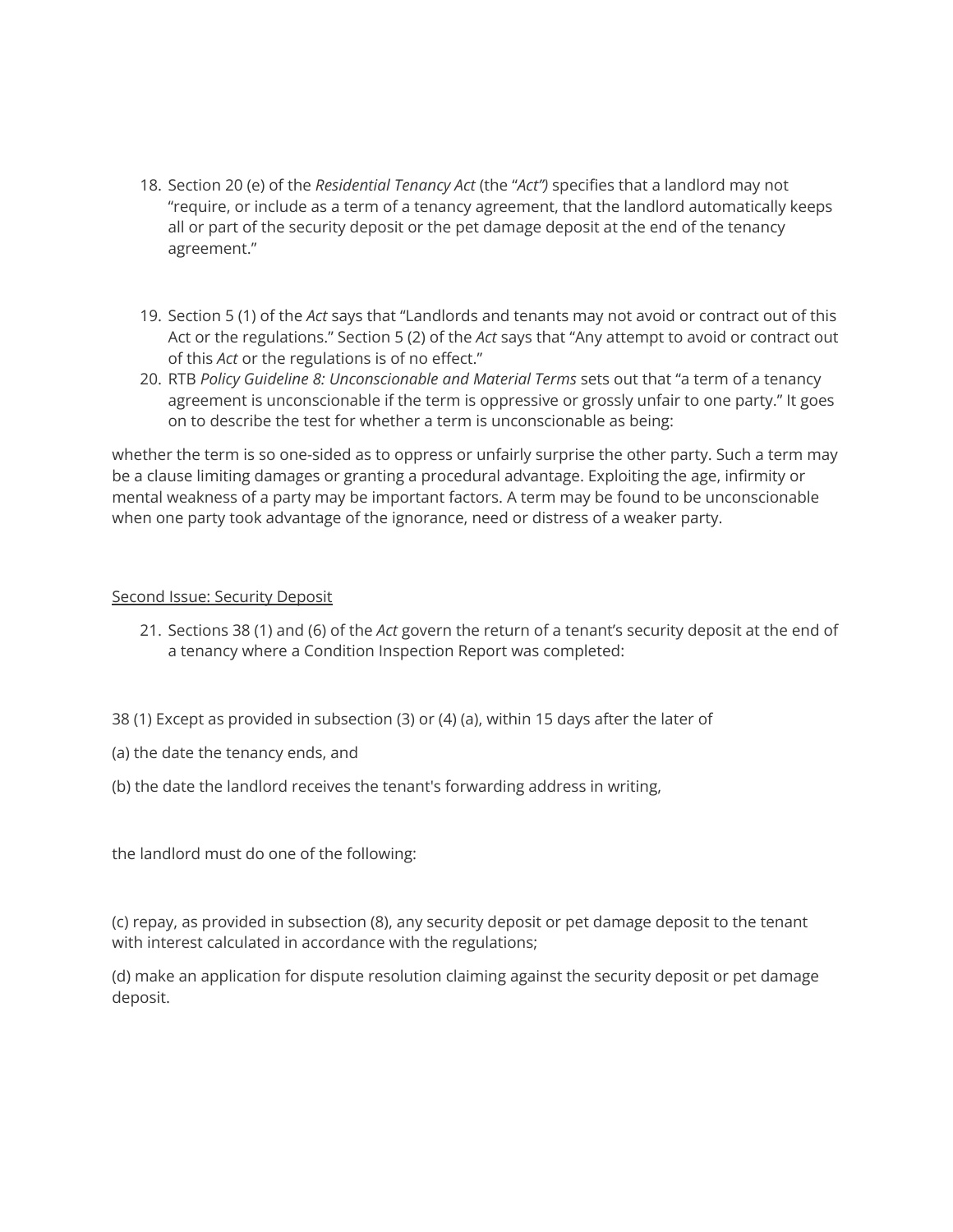18. Section 20 (e) of the *Residential Tenancy Act* (the "*Act")* specifies that a landlord may not "require, or include as a term of a tenancy agreement, that the landlord automatically keeps all or part of the security deposit or the pet damage deposit at the end of the tenancy agreement."

19. Section 5 (1) of the *Act* says that "Landlords and tenants may not avoid or contract out of this Act or the regulations." Section 5 (2) of the *Act* says that "Any attempt to avoid or contract out of this *Act* or the regulations is of no effect."
20. RTB *Policy Guideline 8: Unconscionable and Material Terms* sets out that "a term of a tenancy agreement is unconscionable if the term is oppressive or grossly unfair to one party." It goes on to describe the test for whether a term is unconscionable as being:

whether the term is so one-sided as to oppress or unfairly surprise the other party. Such a term may be a clause limiting damages or granting a procedural advantage. Exploiting the age, infirmity or mental weakness of a party may be important factors. A term may be found to be unconscionable when one party took advantage of the ignorance, need or distress of a weaker party.

<u>Second Issue: Security Deposit</u>

21. Sections 38 (1) and (6) of the *Act* govern the return of a tenant's security deposit at the end of a tenancy where a Condition Inspection Report was completed:

38 (1) Except as provided in subsection (3) or (4) (a), within 15 days after the later of

(a) the date the tenancy ends, and

(b) the date the landlord receives the tenant's forwarding address in writing,

the landlord must do one of the following:

(c) repay, as provided in subsection (8), any security deposit or pet damage deposit to the tenant with interest calculated in accordance with the regulations;

(d) make an application for dispute resolution claiming against the security deposit or pet damage deposit.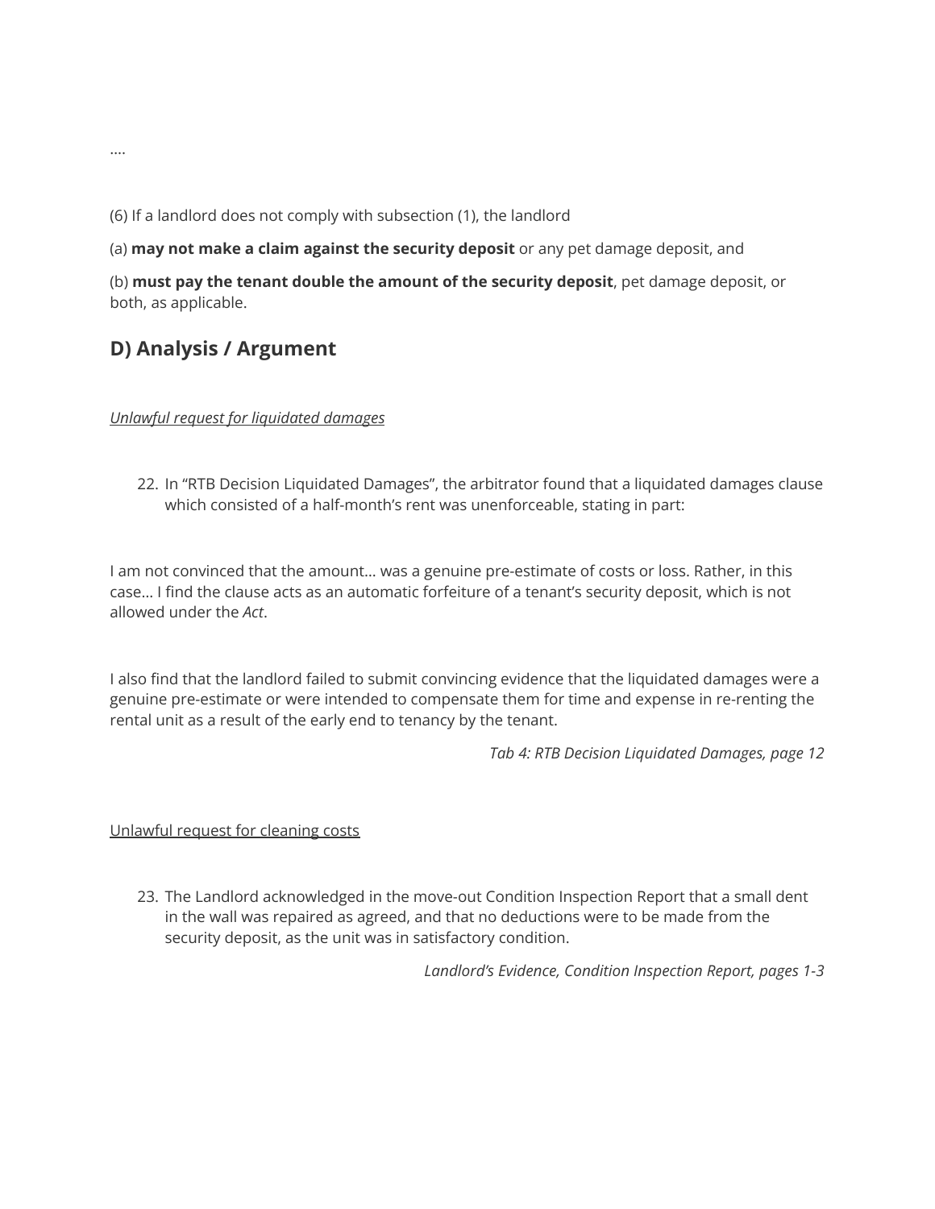....

(6) If a landlord does not comply with subsection (1), the landlord

(a) **may not make a claim against the security deposit** or any pet damage deposit, and

(b) **must pay the tenant double the amount of the security deposit**, pet damage deposit, or both, as applicable.

## D) Analysis / Argument

*Unlawful request for liquidated damages*

22. In "RTB Decision Liquidated Damages", the arbitrator found that a liquidated damages clause which consisted of a half-month's rent was unenforceable, stating in part:

I am not convinced that the amount... was a genuine pre-estimate of costs or loss. Rather, in this case... I find the clause acts as an automatic forfeiture of a tenant's security deposit, which is not allowed under the *Act*.

I also find that the landlord failed to submit convincing evidence that the liquidated damages were a genuine pre-estimate or were intended to compensate them for time and expense in re-renting the rental unit as a result of the early end to tenancy by the tenant.

*Tab 4: RTB Decision Liquidated Damages, page 12*

Unlawful request for cleaning costs

23. The Landlord acknowledged in the move-out Condition Inspection Report that a small dent in the wall was repaired as agreed, and that no deductions were to be made from the security deposit, as the unit was in satisfactory condition.

*Landlord's Evidence, Condition Inspection Report, pages 1-3*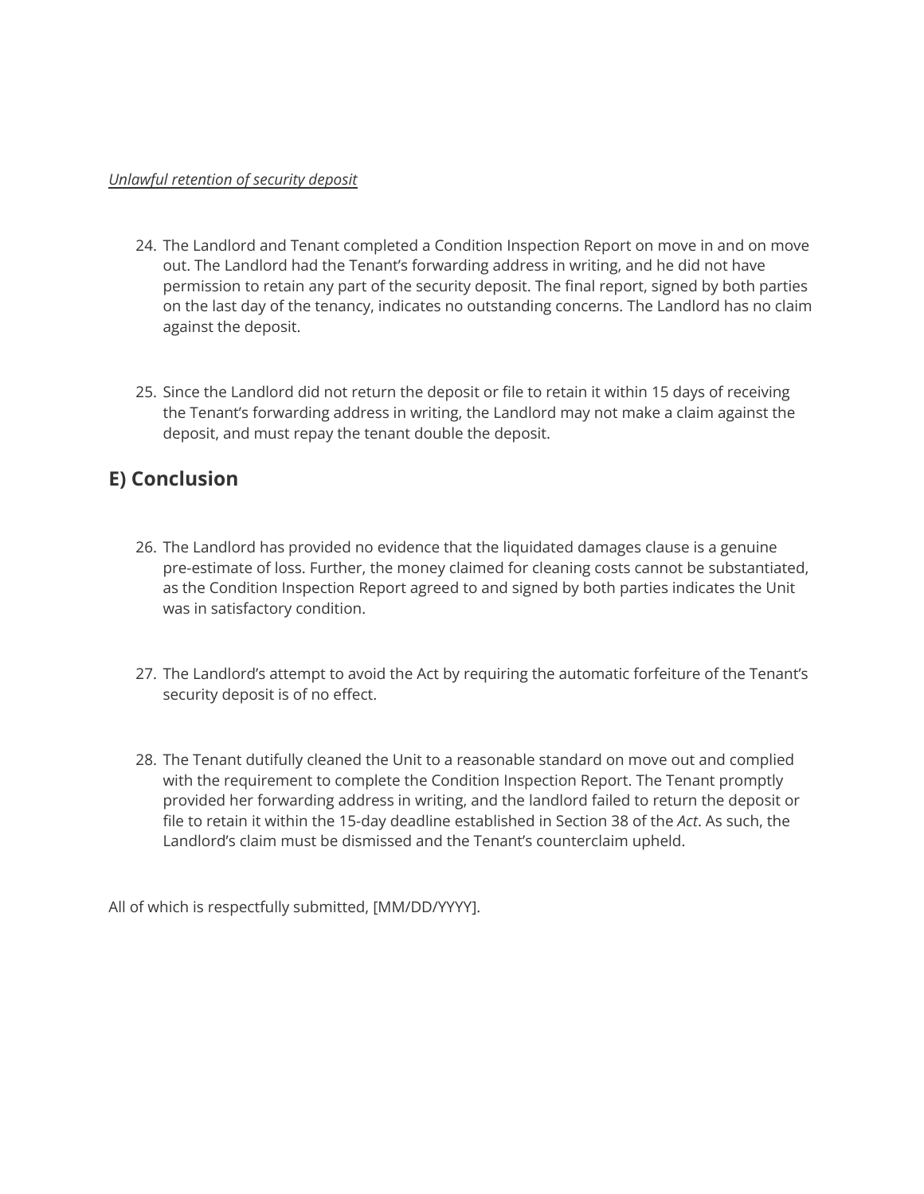*Unlawful retention of security deposit*

24. The Landlord and Tenant completed a Condition Inspection Report on move in and on move out. The Landlord had the Tenant's forwarding address in writing, and he did not have permission to retain any part of the security deposit. The final report, signed by both parties on the last day of the tenancy, indicates no outstanding concerns. The Landlord has no claim against the deposit.

25. Since the Landlord did not return the deposit or file to retain it within 15 days of receiving the Tenant's forwarding address in writing, the Landlord may not make a claim against the deposit, and must repay the tenant double the deposit.

## E) Conclusion

26. The Landlord has provided no evidence that the liquidated damages clause is a genuine pre-estimate of loss. Further, the money claimed for cleaning costs cannot be substantiated, as the Condition Inspection Report agreed to and signed by both parties indicates the Unit was in satisfactory condition.

27. The Landlord's attempt to avoid the Act by requiring the automatic forfeiture of the Tenant's security deposit is of no effect.

28. The Tenant dutifully cleaned the Unit to a reasonable standard on move out and complied with the requirement to complete the Condition Inspection Report. The Tenant promptly provided her forwarding address in writing, and the landlord failed to return the deposit or file to retain it within the 15-day deadline established in Section 38 of the *Act*. As such, the Landlord's claim must be dismissed and the Tenant's counterclaim upheld.

All of which is respectfully submitted, [MM/DD/YYYY].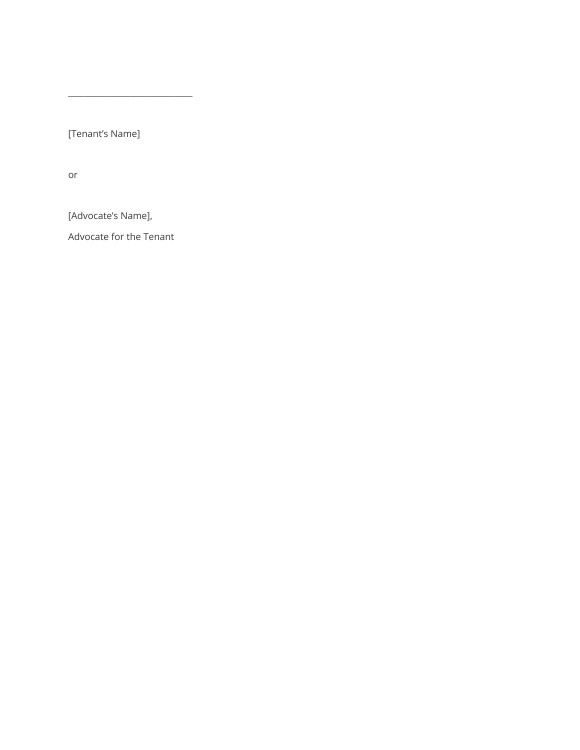\_\_\_\_\_\_\_\_\_\_\_\_\_\_\_\_\_\_\_\_\_\_\_\_\_\_\_\_

[Tenant's Name]

or

[Advocate's Name],

Advocate for the Tenant